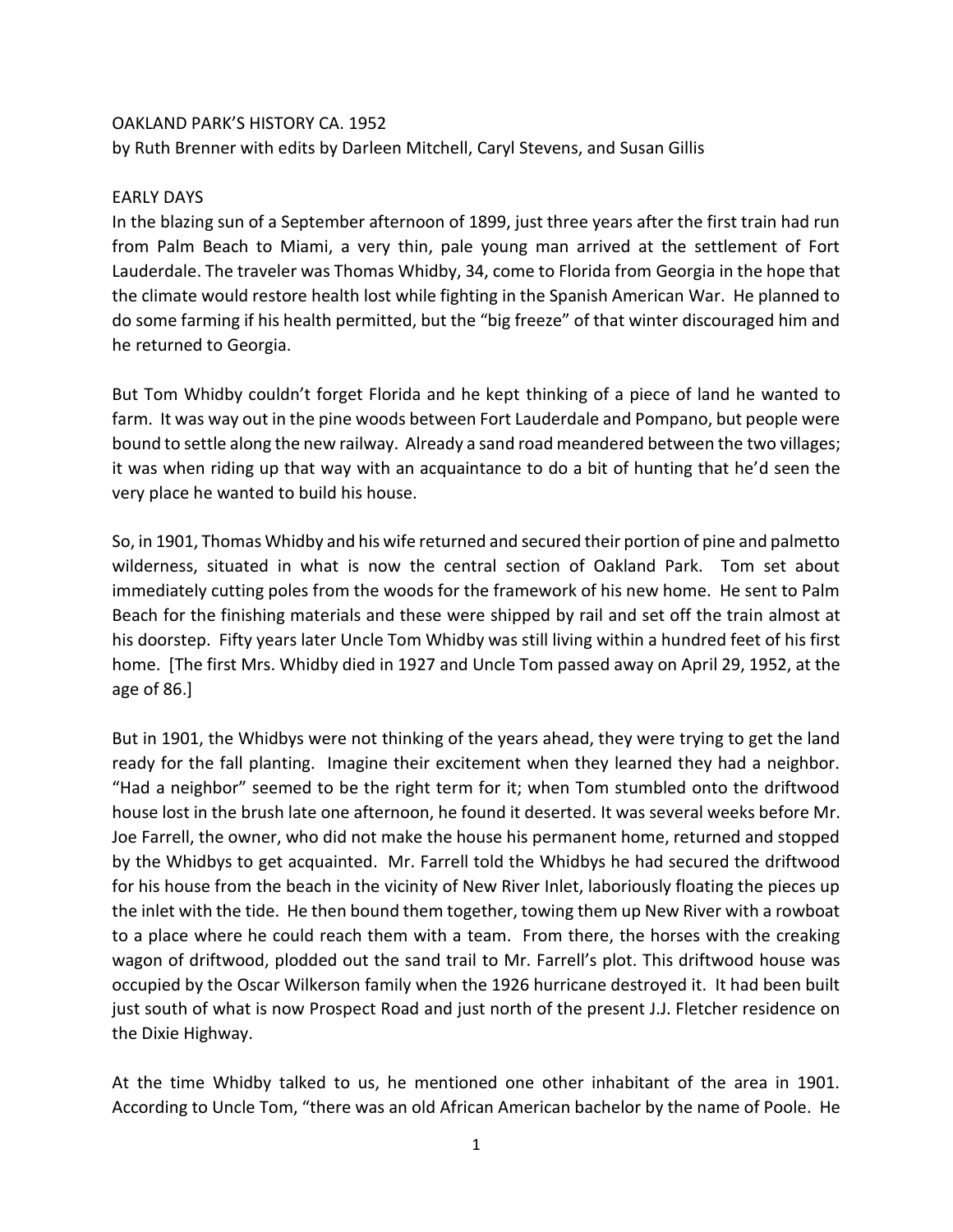# OAKLAND PARK'S HISTORY CA. 1952

by Ruth Brenner with edits by Darleen Mitchell, Caryl Stevens, and Susan Gillis

## EARLY DAYS

In the blazing sun of a September afternoon of 1899, just three years after the first train had run from Palm Beach to Miami, a very thin, pale young man arrived at the settlement of Fort Lauderdale. The traveler was Thomas Whidby, 34, come to Florida from Georgia in the hope that the climate would restore health lost while fighting in the Spanish American War. He planned to do some farming if his health permitted, but the "big freeze" of that winter discouraged him and he returned to Georgia.

But Tom Whidby couldn't forget Florida and he kept thinking of a piece of land he wanted to farm. It was way out in the pine woods between Fort Lauderdale and Pompano, but people were bound to settle along the new railway. Already a sand road meandered between the two villages; it was when riding up that way with an acquaintance to do a bit of hunting that he'd seen the very place he wanted to build his house.

So, in 1901, Thomas Whidby and his wife returned and secured their portion of pine and palmetto wilderness, situated in what is now the central section of Oakland Park. Tom set about immediately cutting poles from the woods for the framework of his new home. He sent to Palm Beach for the finishing materials and these were shipped by rail and set off the train almost at his doorstep. Fifty years later Uncle Tom Whidby was still living within a hundred feet of his first home. [The first Mrs. Whidby died in 1927 and Uncle Tom passed away on April 29, 1952, at the age of 86.]

But in 1901, the Whidbys were not thinking of the years ahead, they were trying to get the land ready for the fall planting. Imagine their excitement when they learned they had a neighbor. "Had a neighbor" seemed to be the right term for it; when Tom stumbled onto the driftwood house lost in the brush late one afternoon, he found it deserted. It was several weeks before Mr. Joe Farrell, the owner, who did not make the house his permanent home, returned and stopped by the Whidbys to get acquainted. Mr. Farrell told the Whidbys he had secured the driftwood for his house from the beach in the vicinity of New River Inlet, laboriously floating the pieces up the inlet with the tide. He then bound them together, towing them up New River with a rowboat to a place where he could reach them with a team. From there, the horses with the creaking wagon of driftwood, plodded out the sand trail to Mr. Farrell's plot. This driftwood house was occupied by the Oscar Wilkerson family when the 1926 hurricane destroyed it. It had been built just south of what is now Prospect Road and just north of the present J.J. Fletcher residence on the Dixie Highway.

At the time Whidby talked to us, he mentioned one other inhabitant of the area in 1901. According to Uncle Tom, "there was an old African American bachelor by the name of Poole. He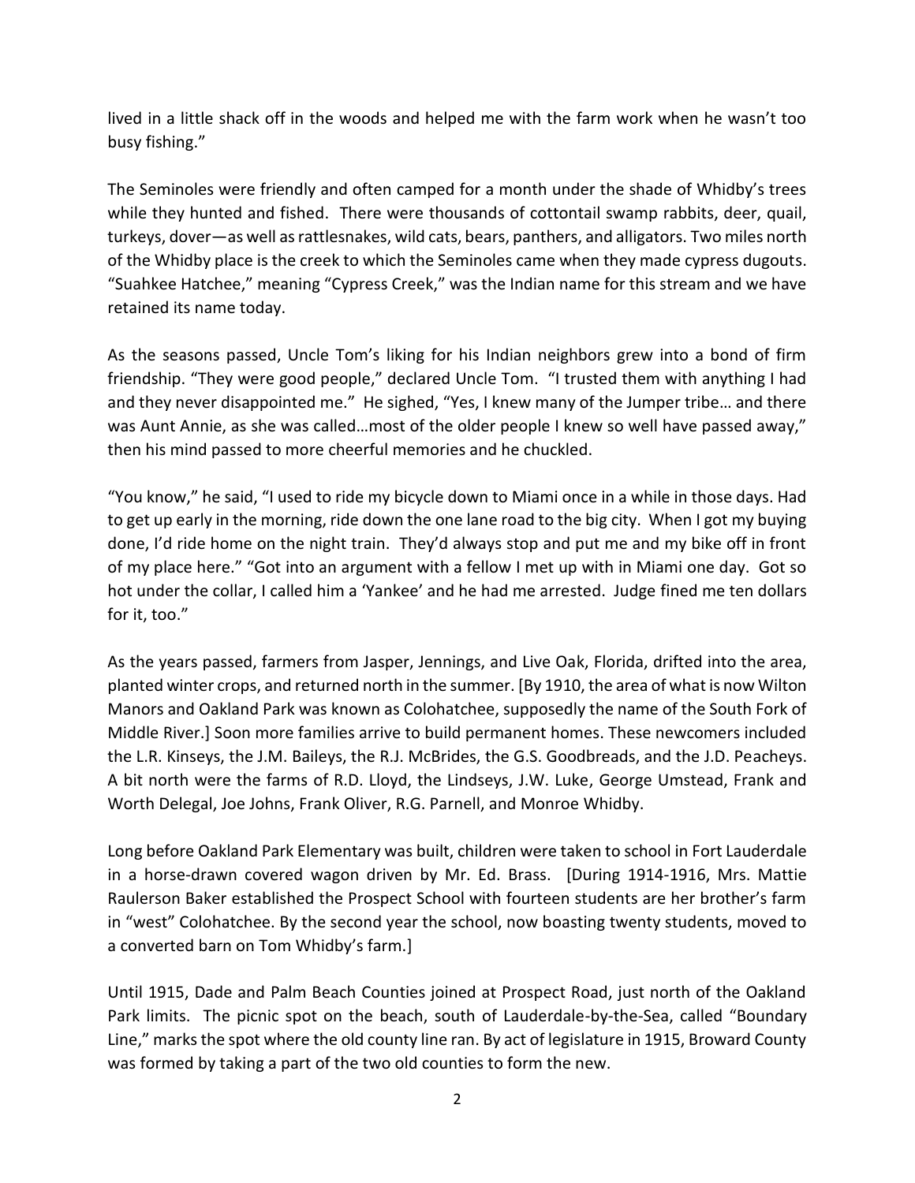lived in a little shack off in the woods and helped me with the farm work when he wasn't too busy fishing."

The Seminoles were friendly and often camped for a month under the shade of Whidby's trees while they hunted and fished. There were thousands of cottontail swamp rabbits, deer, quail, turkeys, dover—as well as rattlesnakes, wild cats, bears, panthers, and alligators. Two miles north of the Whidby place is the creek to which the Seminoles came when they made cypress dugouts. "Suahkee Hatchee," meaning "Cypress Creek," was the Indian name for this stream and we have retained its name today.

As the seasons passed, Uncle Tom's liking for his Indian neighbors grew into a bond of firm friendship. "They were good people," declared Uncle Tom. "I trusted them with anything I had and they never disappointed me." He sighed, "Yes, I knew many of the Jumper tribe… and there was Aunt Annie, as she was called…most of the older people I knew so well have passed away," then his mind passed to more cheerful memories and he chuckled.

"You know," he said, "I used to ride my bicycle down to Miami once in a while in those days. Had to get up early in the morning, ride down the one lane road to the big city. When I got my buying done, I'd ride home on the night train. They'd always stop and put me and my bike off in front of my place here." "Got into an argument with a fellow I met up with in Miami one day. Got so hot under the collar, I called him a 'Yankee' and he had me arrested. Judge fined me ten dollars for it, too."

As the years passed, farmers from Jasper, Jennings, and Live Oak, Florida, drifted into the area, planted winter crops, and returned north in the summer. [By 1910, the area of what is now Wilton Manors and Oakland Park was known as Colohatchee, supposedly the name of the South Fork of Middle River.] Soon more families arrive to build permanent homes. These newcomers included the L.R. Kinseys, the J.M. Baileys, the R.J. McBrides, the G.S. Goodbreads, and the J.D. Peacheys. A bit north were the farms of R.D. Lloyd, the Lindseys, J.W. Luke, George Umstead, Frank and Worth Delegal, Joe Johns, Frank Oliver, R.G. Parnell, and Monroe Whidby.

Long before Oakland Park Elementary was built, children were taken to school in Fort Lauderdale in a horse-drawn covered wagon driven by Mr. Ed. Brass. [During 1914-1916, Mrs. Mattie Raulerson Baker established the Prospect School with fourteen students are her brother's farm in "west" Colohatchee. By the second year the school, now boasting twenty students, moved to a converted barn on Tom Whidby's farm.]

Until 1915, Dade and Palm Beach Counties joined at Prospect Road, just north of the Oakland Park limits. The picnic spot on the beach, south of Lauderdale-by-the-Sea, called "Boundary Line," marks the spot where the old county line ran. By act of legislature in 1915, Broward County was formed by taking a part of the two old counties to form the new.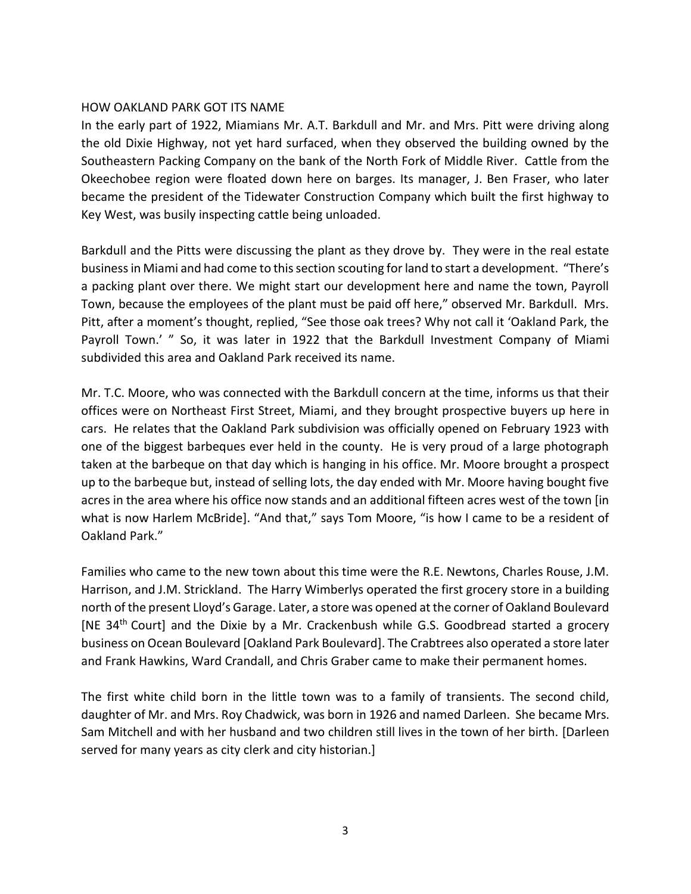## HOW OAKLAND PARK GOT ITS NAME

In the early part of 1922, Miamians Mr. A.T. Barkdull and Mr. and Mrs. Pitt were driving along the old Dixie Highway, not yet hard surfaced, when they observed the building owned by the Southeastern Packing Company on the bank of the North Fork of Middle River. Cattle from the Okeechobee region were floated down here on barges. Its manager, J. Ben Fraser, who later became the president of the Tidewater Construction Company which built the first highway to Key West, was busily inspecting cattle being unloaded.

Barkdull and the Pitts were discussing the plant as they drove by. They were in the real estate business in Miami and had come to this section scouting for land to start a development. "There's a packing plant over there. We might start our development here and name the town, Payroll Town, because the employees of the plant must be paid off here," observed Mr. Barkdull. Mrs. Pitt, after a moment's thought, replied, "See those oak trees? Why not call it 'Oakland Park, the Payroll Town.' " So, it was later in 1922 that the Barkdull Investment Company of Miami subdivided this area and Oakland Park received its name.

Mr. T.C. Moore, who was connected with the Barkdull concern at the time, informs us that their offices were on Northeast First Street, Miami, and they brought prospective buyers up here in cars. He relates that the Oakland Park subdivision was officially opened on February 1923 with one of the biggest barbeques ever held in the county. He is very proud of a large photograph taken at the barbeque on that day which is hanging in his office. Mr. Moore brought a prospect up to the barbeque but, instead of selling lots, the day ended with Mr. Moore having bought five acres in the area where his office now stands and an additional fifteen acres west of the town [in what is now Harlem McBride]. "And that," says Tom Moore, "is how I came to be a resident of Oakland Park."

Families who came to the new town about this time were the R.E. Newtons, Charles Rouse, J.M. Harrison, and J.M. Strickland. The Harry Wimberlys operated the first grocery store in a building north of the present Lloyd's Garage. Later, a store was opened at the corner of Oakland Boulevard [NE 34th Court] and the Dixie by a Mr. Crackenbush while G.S. Goodbread started a grocery business on Ocean Boulevard [Oakland Park Boulevard]. The Crabtrees also operated a store later and Frank Hawkins, Ward Crandall, and Chris Graber came to make their permanent homes.

The first white child born in the little town was to a family of transients. The second child, daughter of Mr. and Mrs. Roy Chadwick, was born in 1926 and named Darleen. She became Mrs. Sam Mitchell and with her husband and two children still lives in the town of her birth. [Darleen served for many years as city clerk and city historian.]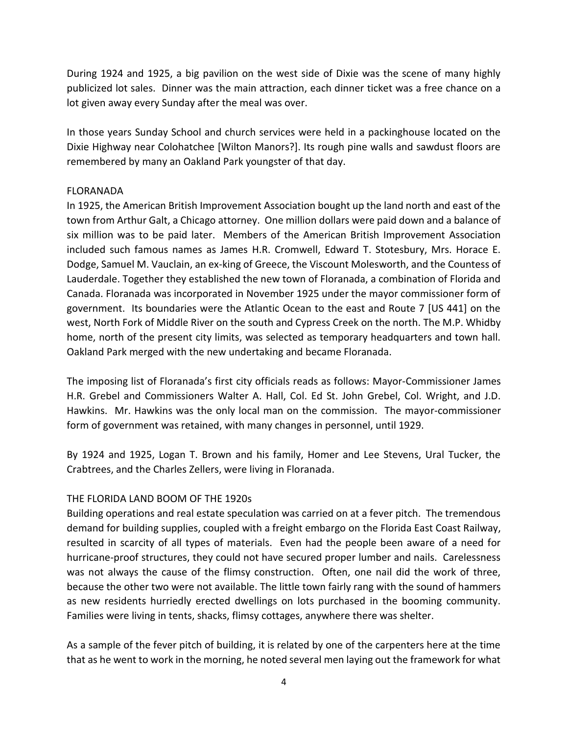During 1924 and 1925, a big pavilion on the west side of Dixie was the scene of many highly publicized lot sales. Dinner was the main attraction, each dinner ticket was a free chance on a lot given away every Sunday after the meal was over.

In those years Sunday School and church services were held in a packinghouse located on the Dixie Highway near Colohatchee [Wilton Manors?]. Its rough pine walls and sawdust floors are remembered by many an Oakland Park youngster of that day.

## FLORANADA

In 1925, the American British Improvement Association bought up the land north and east of the town from Arthur Galt, a Chicago attorney. One million dollars were paid down and a balance of six million was to be paid later. Members of the American British Improvement Association included such famous names as James H.R. Cromwell, Edward T. Stotesbury, Mrs. Horace E. Dodge, Samuel M. Vauclain, an ex-king of Greece, the Viscount Molesworth, and the Countess of Lauderdale. Together they established the new town of Floranada, a combination of Florida and Canada. Floranada was incorporated in November 1925 under the mayor commissioner form of government. Its boundaries were the Atlantic Ocean to the east and Route 7 [US 441] on the west, North Fork of Middle River on the south and Cypress Creek on the north. The M.P. Whidby home, north of the present city limits, was selected as temporary headquarters and town hall. Oakland Park merged with the new undertaking and became Floranada.

The imposing list of Floranada's first city officials reads as follows: Mayor-Commissioner James H.R. Grebel and Commissioners Walter A. Hall, Col. Ed St. John Grebel, Col. Wright, and J.D. Hawkins. Mr. Hawkins was the only local man on the commission. The mayor-commissioner form of government was retained, with many changes in personnel, until 1929.

By 1924 and 1925, Logan T. Brown and his family, Homer and Lee Stevens, Ural Tucker, the Crabtrees, and the Charles Zellers, were living in Floranada.

## THE FLORIDA LAND BOOM OF THE 1920s

Building operations and real estate speculation was carried on at a fever pitch. The tremendous demand for building supplies, coupled with a freight embargo on the Florida East Coast Railway, resulted in scarcity of all types of materials. Even had the people been aware of a need for hurricane-proof structures, they could not have secured proper lumber and nails. Carelessness was not always the cause of the flimsy construction. Often, one nail did the work of three, because the other two were not available. The little town fairly rang with the sound of hammers as new residents hurriedly erected dwellings on lots purchased in the booming community. Families were living in tents, shacks, flimsy cottages, anywhere there was shelter.

As a sample of the fever pitch of building, it is related by one of the carpenters here at the time that as he went to work in the morning, he noted several men laying out the framework for what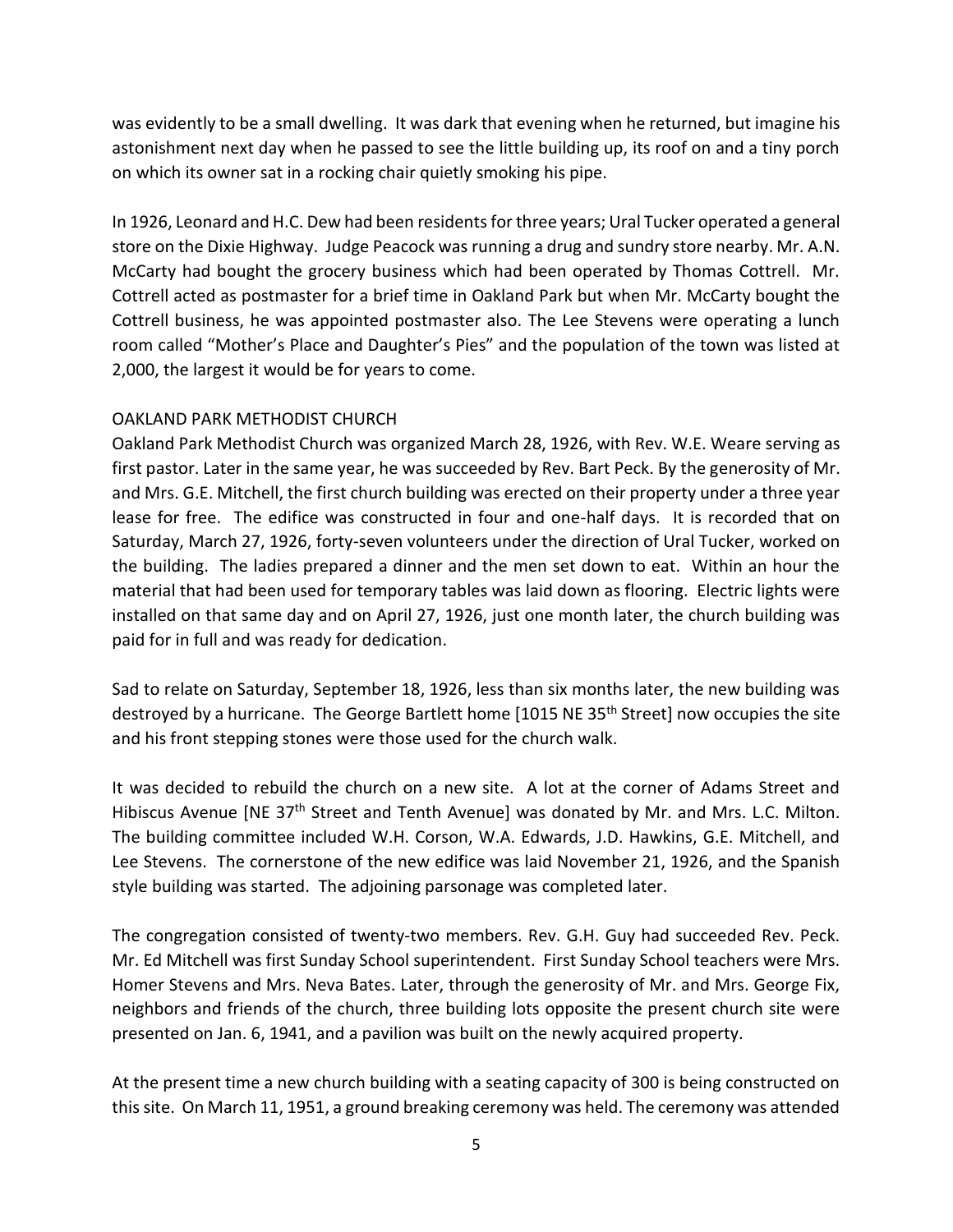was evidently to be a small dwelling. It was dark that evening when he returned, but imagine his astonishment next day when he passed to see the little building up, its roof on and a tiny porch on which its owner sat in a rocking chair quietly smoking his pipe.

In 1926, Leonard and H.C. Dew had been residents for three years; Ural Tucker operated a general store on the Dixie Highway. Judge Peacock was running a drug and sundry store nearby. Mr. A.N. McCarty had bought the grocery business which had been operated by Thomas Cottrell. Mr. Cottrell acted as postmaster for a brief time in Oakland Park but when Mr. McCarty bought the Cottrell business, he was appointed postmaster also. The Lee Stevens were operating a lunch room called "Mother's Place and Daughter's Pies" and the population of the town was listed at 2,000, the largest it would be for years to come.

## OAKLAND PARK METHODIST CHURCH

Oakland Park Methodist Church was organized March 28, 1926, with Rev. W.E. Weare serving as first pastor. Later in the same year, he was succeeded by Rev. Bart Peck. By the generosity of Mr. and Mrs. G.E. Mitchell, the first church building was erected on their property under a three year lease for free. The edifice was constructed in four and one-half days. It is recorded that on Saturday, March 27, 1926, forty-seven volunteers under the direction of Ural Tucker, worked on the building. The ladies prepared a dinner and the men set down to eat. Within an hour the material that had been used for temporary tables was laid down as flooring. Electric lights were installed on that same day and on April 27, 1926, just one month later, the church building was paid for in full and was ready for dedication.

Sad to relate on Saturday, September 18, 1926, less than six months later, the new building was destroyed by a hurricane. The George Bartlett home [1015 NE 35th Street] now occupies the site and his front stepping stones were those used for the church walk.

It was decided to rebuild the church on a new site. A lot at the corner of Adams Street and Hibiscus Avenue [NE 37th Street and Tenth Avenue] was donated by Mr. and Mrs. L.C. Milton. The building committee included W.H. Corson, W.A. Edwards, J.D. Hawkins, G.E. Mitchell, and Lee Stevens. The cornerstone of the new edifice was laid November 21, 1926, and the Spanish style building was started. The adjoining parsonage was completed later.

The congregation consisted of twenty-two members. Rev. G.H. Guy had succeeded Rev. Peck. Mr. Ed Mitchell was first Sunday School superintendent. First Sunday School teachers were Mrs. Homer Stevens and Mrs. Neva Bates. Later, through the generosity of Mr. and Mrs. George Fix, neighbors and friends of the church, three building lots opposite the present church site were presented on Jan. 6, 1941, and a pavilion was built on the newly acquired property.

At the present time a new church building with a seating capacity of 300 is being constructed on this site. On March 11, 1951, a ground breaking ceremony was held. The ceremony was attended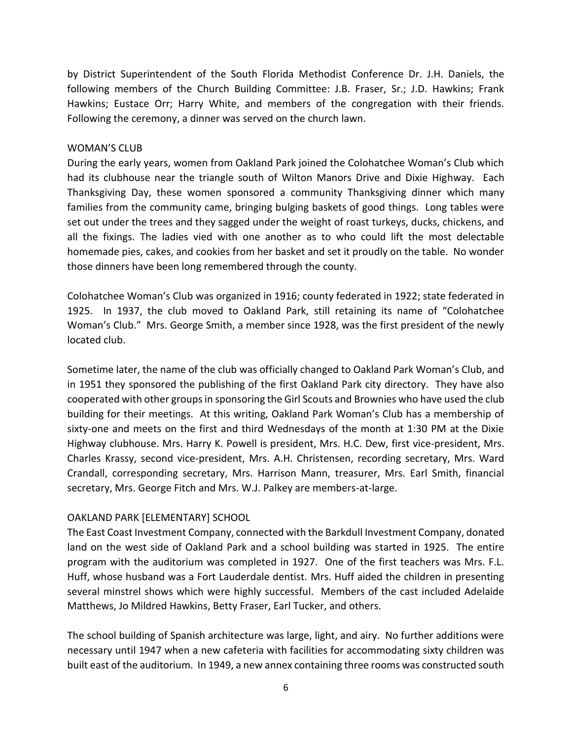by District Superintendent of the South Florida Methodist Conference Dr. J.H. Daniels, the following members of the Church Building Committee: J.B. Fraser, Sr.; J.D. Hawkins; Frank Hawkins; Eustace Orr; Harry White, and members of the congregation with their friends. Following the ceremony, a dinner was served on the church lawn.

## WOMAN'S CLUB

During the early years, women from Oakland Park joined the Colohatchee Woman's Club which had its clubhouse near the triangle south of Wilton Manors Drive and Dixie Highway. Each Thanksgiving Day, these women sponsored a community Thanksgiving dinner which many families from the community came, bringing bulging baskets of good things. Long tables were set out under the trees and they sagged under the weight of roast turkeys, ducks, chickens, and all the fixings. The ladies vied with one another as to who could lift the most delectable homemade pies, cakes, and cookies from her basket and set it proudly on the table. No wonder those dinners have been long remembered through the county.

Colohatchee Woman's Club was organized in 1916; county federated in 1922; state federated in 1925. In 1937, the club moved to Oakland Park, still retaining its name of "Colohatchee Woman's Club." Mrs. George Smith, a member since 1928, was the first president of the newly located club.

Sometime later, the name of the club was officially changed to Oakland Park Woman's Club, and in 1951 they sponsored the publishing of the first Oakland Park city directory. They have also cooperated with other groups in sponsoring the Girl Scouts and Brownies who have used the club building for their meetings. At this writing, Oakland Park Woman's Club has a membership of sixty-one and meets on the first and third Wednesdays of the month at 1:30 PM at the Dixie Highway clubhouse. Mrs. Harry K. Powell is president, Mrs. H.C. Dew, first vice-president, Mrs. Charles Krassy, second vice-president, Mrs. A.H. Christensen, recording secretary, Mrs. Ward Crandall, corresponding secretary, Mrs. Harrison Mann, treasurer, Mrs. Earl Smith, financial secretary, Mrs. George Fitch and Mrs. W.J. Palkey are members-at-large.

## OAKLAND PARK [ELEMENTARY] SCHOOL

The East Coast Investment Company, connected with the Barkdull Investment Company, donated land on the west side of Oakland Park and a school building was started in 1925. The entire program with the auditorium was completed in 1927. One of the first teachers was Mrs. F.L. Huff, whose husband was a Fort Lauderdale dentist. Mrs. Huff aided the children in presenting several minstrel shows which were highly successful. Members of the cast included Adelaide Matthews, Jo Mildred Hawkins, Betty Fraser, Earl Tucker, and others.

The school building of Spanish architecture was large, light, and airy. No further additions were necessary until 1947 when a new cafeteria with facilities for accommodating sixty children was built east of the auditorium. In 1949, a new annex containing three rooms was constructed south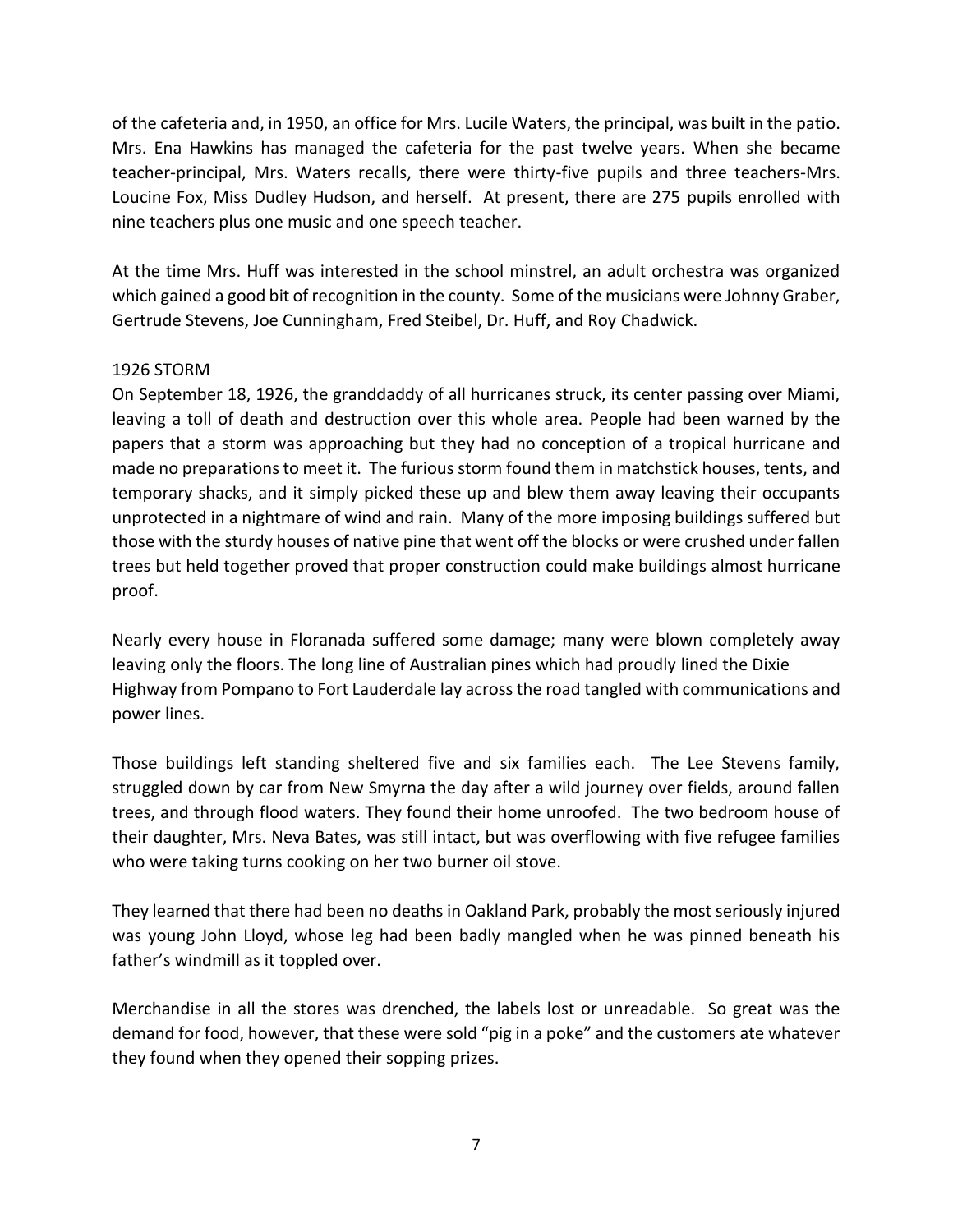of the cafeteria and, in 1950, an office for Mrs. Lucile Waters, the principal, was built in the patio. Mrs. Ena Hawkins has managed the cafeteria for the past twelve years. When she became teacher-principal, Mrs. Waters recalls, there were thirty-five pupils and three teachers-Mrs. Loucine Fox, Miss Dudley Hudson, and herself. At present, there are 275 pupils enrolled with nine teachers plus one music and one speech teacher.

At the time Mrs. Huff was interested in the school minstrel, an adult orchestra was organized which gained a good bit of recognition in the county. Some of the musicians were Johnny Graber, Gertrude Stevens, Joe Cunningham, Fred Steibel, Dr. Huff, and Roy Chadwick.

## 1926 STORM

On September 18, 1926, the granddaddy of all hurricanes struck, its center passing over Miami, leaving a toll of death and destruction over this whole area. People had been warned by the papers that a storm was approaching but they had no conception of a tropical hurricane and made no preparations to meet it. The furious storm found them in matchstick houses, tents, and temporary shacks, and it simply picked these up and blew them away leaving their occupants unprotected in a nightmare of wind and rain. Many of the more imposing buildings suffered but those with the sturdy houses of native pine that went off the blocks or were crushed under fallen trees but held together proved that proper construction could make buildings almost hurricane proof.

Nearly every house in Floranada suffered some damage; many were blown completely away leaving only the floors. The long line of Australian pines which had proudly lined the Dixie Highway from Pompano to Fort Lauderdale lay across the road tangled with communications and power lines.

Those buildings left standing sheltered five and six families each. The Lee Stevens family, struggled down by car from New Smyrna the day after a wild journey over fields, around fallen trees, and through flood waters. They found their home unroofed. The two bedroom house of their daughter, Mrs. Neva Bates, was still intact, but was overflowing with five refugee families who were taking turns cooking on her two burner oil stove.

They learned that there had been no deaths in Oakland Park, probably the most seriously injured was young John Lloyd, whose leg had been badly mangled when he was pinned beneath his father's windmill as it toppled over.

Merchandise in all the stores was drenched, the labels lost or unreadable. So great was the demand for food, however, that these were sold "pig in a poke" and the customers ate whatever they found when they opened their sopping prizes.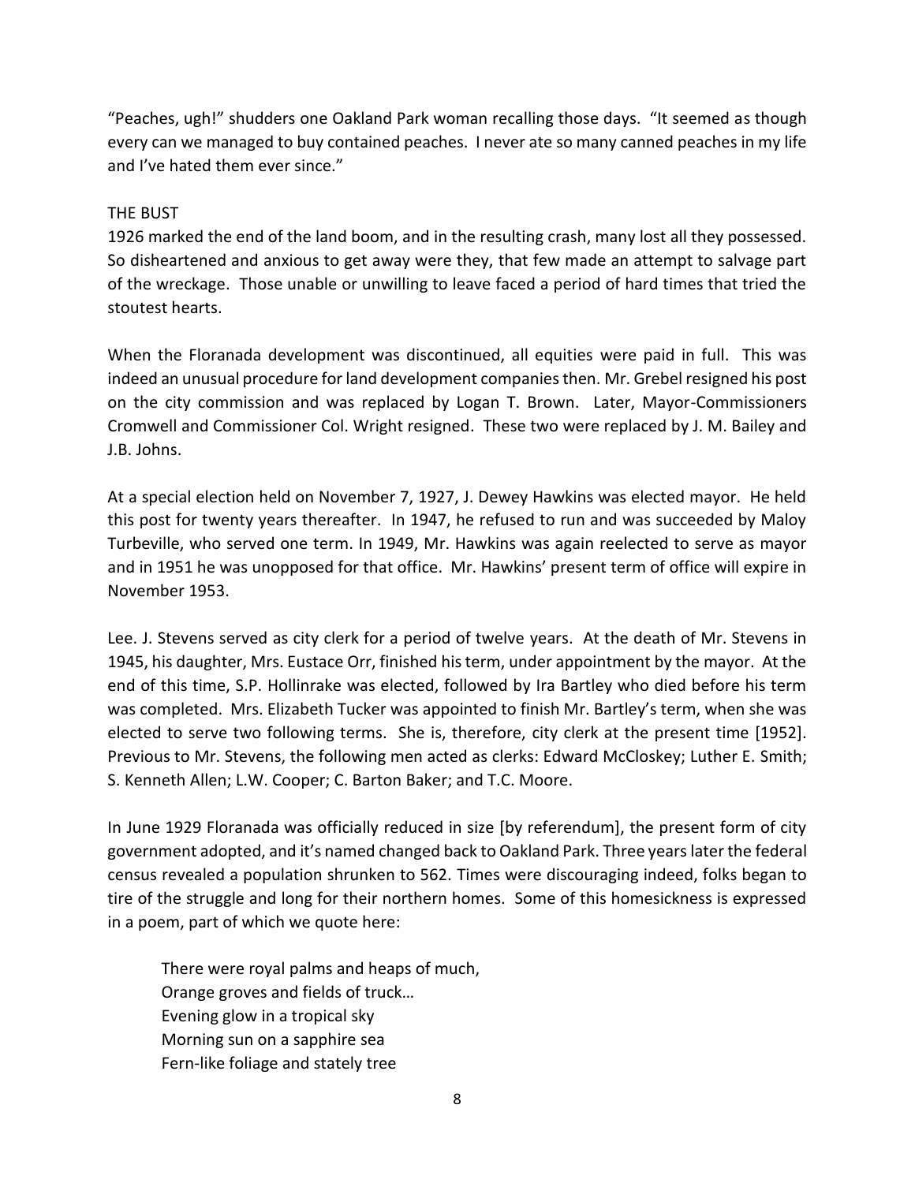"Peaches, ugh!" shudders one Oakland Park woman recalling those days. "It seemed as though every can we managed to buy contained peaches. I never ate so many canned peaches in my life and I've hated them ever since."

## THE BUST

1926 marked the end of the land boom, and in the resulting crash, many lost all they possessed. So disheartened and anxious to get away were they, that few made an attempt to salvage part of the wreckage. Those unable or unwilling to leave faced a period of hard times that tried the stoutest hearts.

When the Floranada development was discontinued, all equities were paid in full. This was indeed an unusual procedure for land development companies then. Mr. Grebel resigned his post on the city commission and was replaced by Logan T. Brown. Later, Mayor-Commissioners Cromwell and Commissioner Col. Wright resigned. These two were replaced by J. M. Bailey and J.B. Johns.

At a special election held on November 7, 1927, J. Dewey Hawkins was elected mayor. He held this post for twenty years thereafter. In 1947, he refused to run and was succeeded by Maloy Turbeville, who served one term. In 1949, Mr. Hawkins was again reelected to serve as mayor and in 1951 he was unopposed for that office. Mr. Hawkins' present term of office will expire in November 1953.

Lee. J. Stevens served as city clerk for a period of twelve years. At the death of Mr. Stevens in 1945, his daughter, Mrs. Eustace Orr, finished his term, under appointment by the mayor. At the end of this time, S.P. Hollinrake was elected, followed by Ira Bartley who died before his term was completed. Mrs. Elizabeth Tucker was appointed to finish Mr. Bartley's term, when she was elected to serve two following terms. She is, therefore, city clerk at the present time [1952]. Previous to Mr. Stevens, the following men acted as clerks: Edward McCloskey; Luther E. Smith; S. Kenneth Allen; L.W. Cooper; C. Barton Baker; and T.C. Moore.

In June 1929 Floranada was officially reduced in size [by referendum], the present form of city government adopted, and it's named changed back to Oakland Park. Three years later the federal census revealed a population shrunken to 562. Times were discouraging indeed, folks began to tire of the struggle and long for their northern homes. Some of this homesickness is expressed in a poem, part of which we quote here:

> There were royal palms and heaps of much,
> Orange groves and fields of truck…
> Evening glow in a tropical sky
> Morning sun on a sapphire sea
> Fern-like foliage and stately tree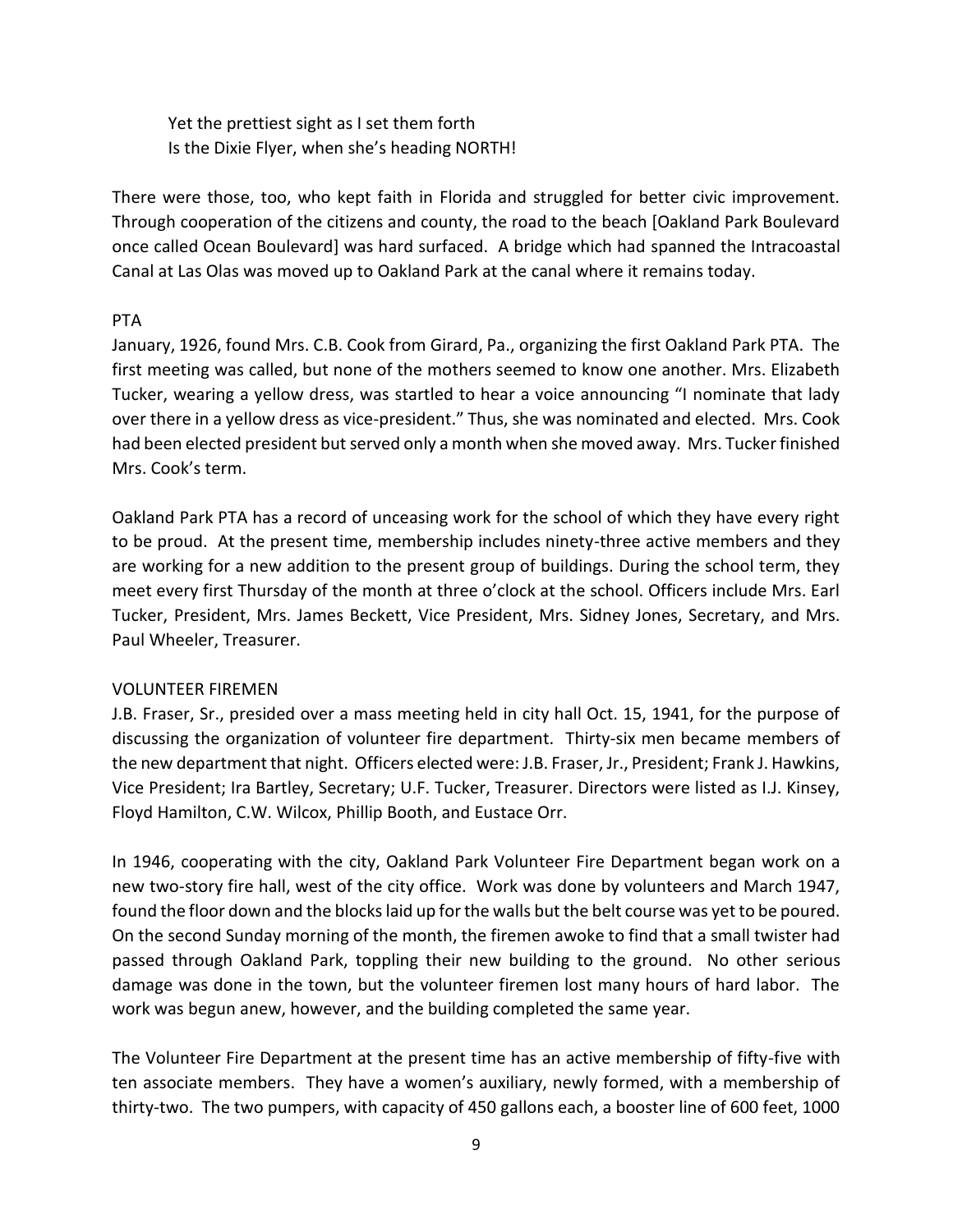Yet the prettiest sight as I set them forth
Is the Dixie Flyer, when she's heading NORTH!

There were those, too, who kept faith in Florida and struggled for better civic improvement. Through cooperation of the citizens and county, the road to the beach [Oakland Park Boulevard once called Ocean Boulevard] was hard surfaced. A bridge which had spanned the Intracoastal Canal at Las Olas was moved up to Oakland Park at the canal where it remains today.

## PTA

January, 1926, found Mrs. C.B. Cook from Girard, Pa., organizing the first Oakland Park PTA. The first meeting was called, but none of the mothers seemed to know one another. Mrs. Elizabeth Tucker, wearing a yellow dress, was startled to hear a voice announcing "I nominate that lady over there in a yellow dress as vice-president." Thus, she was nominated and elected. Mrs. Cook had been elected president but served only a month when she moved away. Mrs. Tucker finished Mrs. Cook's term.

Oakland Park PTA has a record of unceasing work for the school of which they have every right to be proud. At the present time, membership includes ninety-three active members and they are working for a new addition to the present group of buildings. During the school term, they meet every first Thursday of the month at three o'clock at the school. Officers include Mrs. Earl Tucker, President, Mrs. James Beckett, Vice President, Mrs. Sidney Jones, Secretary, and Mrs. Paul Wheeler, Treasurer.

## VOLUNTEER FIREMEN

J.B. Fraser, Sr., presided over a mass meeting held in city hall Oct. 15, 1941, for the purpose of discussing the organization of volunteer fire department. Thirty-six men became members of the new department that night. Officers elected were: J.B. Fraser, Jr., President; Frank J. Hawkins, Vice President; Ira Bartley, Secretary; U.F. Tucker, Treasurer. Directors were listed as I.J. Kinsey, Floyd Hamilton, C.W. Wilcox, Phillip Booth, and Eustace Orr.

In 1946, cooperating with the city, Oakland Park Volunteer Fire Department began work on a new two-story fire hall, west of the city office. Work was done by volunteers and March 1947, found the floor down and the blocks laid up for the walls but the belt course was yet to be poured. On the second Sunday morning of the month, the firemen awoke to find that a small twister had passed through Oakland Park, toppling their new building to the ground. No other serious damage was done in the town, but the volunteer firemen lost many hours of hard labor. The work was begun anew, however, and the building completed the same year.

The Volunteer Fire Department at the present time has an active membership of fifty-five with ten associate members. They have a women's auxiliary, newly formed, with a membership of thirty-two. The two pumpers, with capacity of 450 gallons each, a booster line of 600 feet, 1000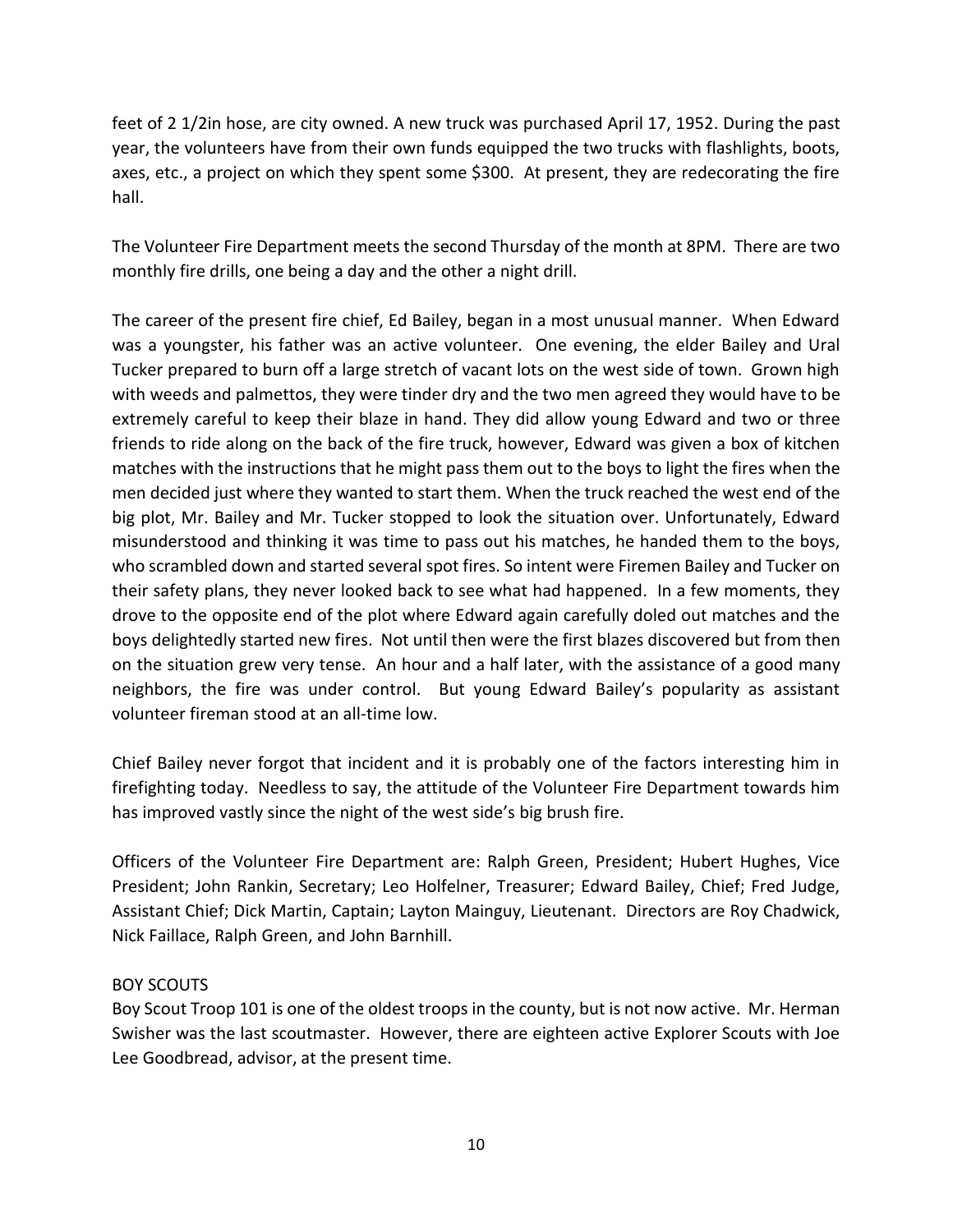feet of 2 1/2in hose, are city owned. A new truck was purchased April 17, 1952. During the past year, the volunteers have from their own funds equipped the two trucks with flashlights, boots, axes, etc., a project on which they spent some $300. At present, they are redecorating the fire hall.

The Volunteer Fire Department meets the second Thursday of the month at 8PM. There are two monthly fire drills, one being a day and the other a night drill.

The career of the present fire chief, Ed Bailey, began in a most unusual manner. When Edward was a youngster, his father was an active volunteer. One evening, the elder Bailey and Ural Tucker prepared to burn off a large stretch of vacant lots on the west side of town. Grown high with weeds and palmettos, they were tinder dry and the two men agreed they would have to be extremely careful to keep their blaze in hand. They did allow young Edward and two or three friends to ride along on the back of the fire truck, however, Edward was given a box of kitchen matches with the instructions that he might pass them out to the boys to light the fires when the men decided just where they wanted to start them. When the truck reached the west end of the big plot, Mr. Bailey and Mr. Tucker stopped to look the situation over. Unfortunately, Edward misunderstood and thinking it was time to pass out his matches, he handed them to the boys, who scrambled down and started several spot fires. So intent were Firemen Bailey and Tucker on their safety plans, they never looked back to see what had happened. In a few moments, they drove to the opposite end of the plot where Edward again carefully doled out matches and the boys delightedly started new fires. Not until then were the first blazes discovered but from then on the situation grew very tense. An hour and a half later, with the assistance of a good many neighbors, the fire was under control. But young Edward Bailey's popularity as assistant volunteer fireman stood at an all-time low.

Chief Bailey never forgot that incident and it is probably one of the factors interesting him in firefighting today. Needless to say, the attitude of the Volunteer Fire Department towards him has improved vastly since the night of the west side's big brush fire.

Officers of the Volunteer Fire Department are: Ralph Green, President; Hubert Hughes, Vice President; John Rankin, Secretary; Leo Holfelner, Treasurer; Edward Bailey, Chief; Fred Judge, Assistant Chief; Dick Martin, Captain; Layton Mainguy, Lieutenant. Directors are Roy Chadwick, Nick Faillace, Ralph Green, and John Barnhill.

## BOY SCOUTS

Boy Scout Troop 101 is one of the oldest troops in the county, but is not now active. Mr. Herman Swisher was the last scoutmaster. However, there are eighteen active Explorer Scouts with Joe Lee Goodbread, advisor, at the present time.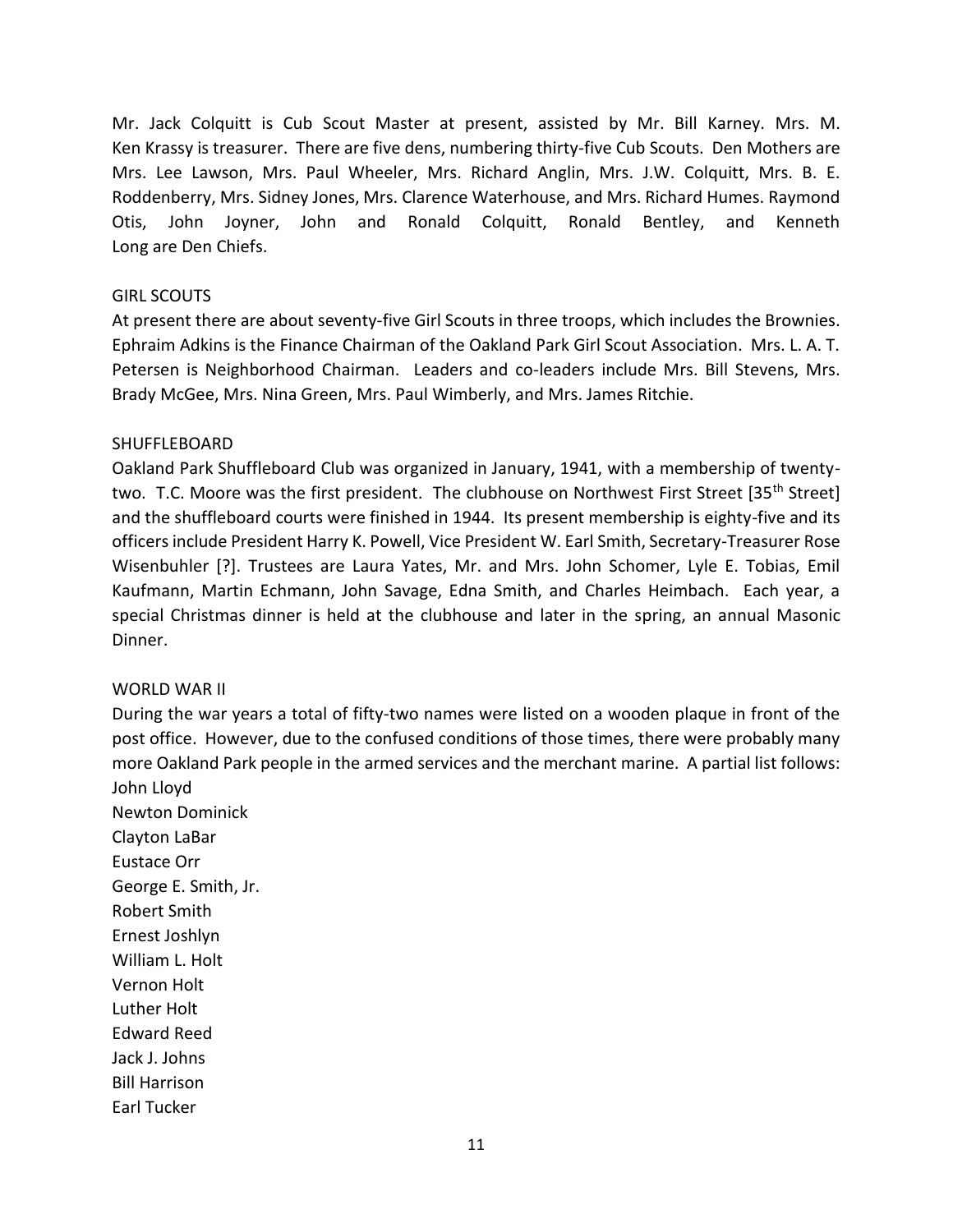Mr. Jack Colquitt is Cub Scout Master at present, assisted by Mr. Bill Karney. Mrs. M. Ken Krassy is treasurer. There are five dens, numbering thirty-five Cub Scouts. Den Mothers are Mrs. Lee Lawson, Mrs. Paul Wheeler, Mrs. Richard Anglin, Mrs. J.W. Colquitt, Mrs. B. E. Roddenberry, Mrs. Sidney Jones, Mrs. Clarence Waterhouse, and Mrs. Richard Humes. Raymond Otis, John Joyner, John and Ronald Colquitt, Ronald Bentley, and Kenneth Long are Den Chiefs.

## GIRL SCOUTS

At present there are about seventy-five Girl Scouts in three troops, which includes the Brownies. Ephraim Adkins is the Finance Chairman of the Oakland Park Girl Scout Association. Mrs. L. A. T. Petersen is Neighborhood Chairman. Leaders and co-leaders include Mrs. Bill Stevens, Mrs. Brady McGee, Mrs. Nina Green, Mrs. Paul Wimberly, and Mrs. James Ritchie.

## SHUFFLEBOARD

Oakland Park Shuffleboard Club was organized in January, 1941, with a membership of twenty-two. T.C. Moore was the first president. The clubhouse on Northwest First Street [35th Street] and the shuffleboard courts were finished in 1944. Its present membership is eighty-five and its officers include President Harry K. Powell, Vice President W. Earl Smith, Secretary-Treasurer Rose Wisenbuhler [?]. Trustees are Laura Yates, Mr. and Mrs. John Schomer, Lyle E. Tobias, Emil Kaufmann, Martin Echmann, John Savage, Edna Smith, and Charles Heimbach. Each year, a special Christmas dinner is held at the clubhouse and later in the spring, an annual Masonic Dinner.

## WORLD WAR II

During the war years a total of fifty-two names were listed on a wooden plaque in front of the post office. However, due to the confused conditions of those times, there were probably many more Oakland Park people in the armed services and the merchant marine. A partial list follows:

John Lloyd  
Newton Dominick  
Clayton LaBar  
Eustace Orr  
George E. Smith, Jr.  
Robert Smith  
Ernest Joshlyn  
William L. Holt  
Vernon Holt  
Luther Holt  
Edward Reed  
Jack J. Johns  
Bill Harrison  
Earl Tucker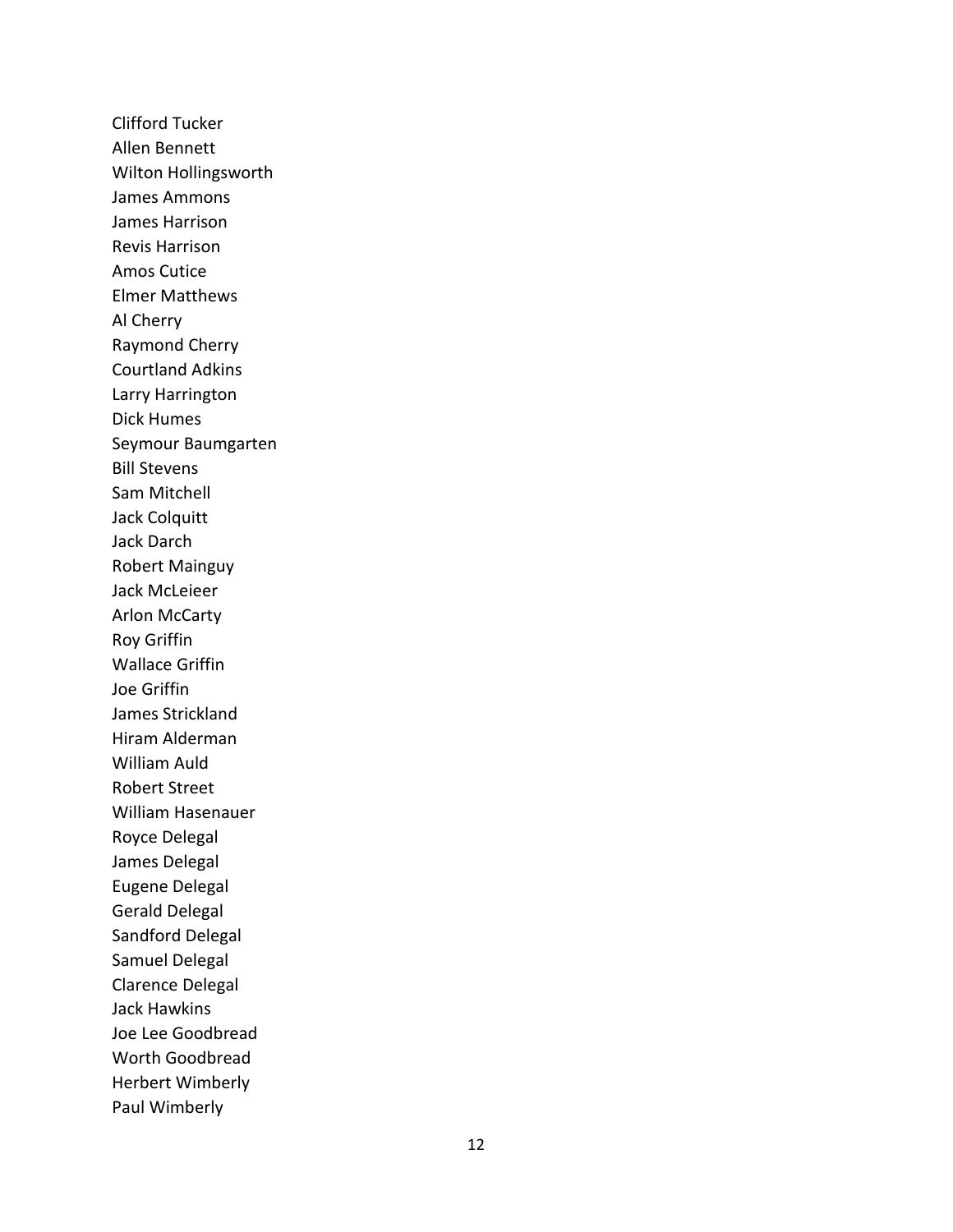Clifford Tucker
Allen Bennett
Wilton Hollingsworth
James Ammons
James Harrison
Revis Harrison
Amos Cutice
Elmer Matthews
Al Cherry
Raymond Cherry
Courtland Adkins
Larry Harrington
Dick Humes
Seymour Baumgarten
Bill Stevens
Sam Mitchell
Jack Colquitt
Jack Darch
Robert Mainguy
Jack McLeieer
Arlon McCarty
Roy Griffin
Wallace Griffin
Joe Griffin
James Strickland
Hiram Alderman
William Auld
Robert Street
William Hasenauer
Royce Delegal
James Delegal
Eugene Delegal
Gerald Delegal
Sandford Delegal
Samuel Delegal
Clarence Delegal
Jack Hawkins
Joe Lee Goodbread
Worth Goodbread
Herbert Wimberly
Paul Wimberly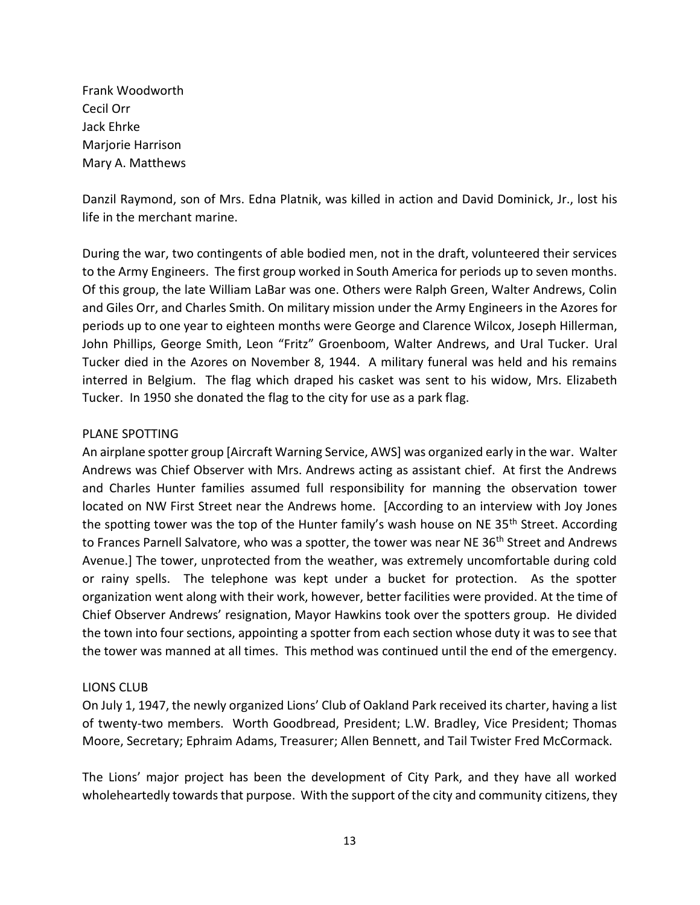Frank Woodworth
Cecil Orr
Jack Ehrke
Marjorie Harrison
Mary A. Matthews

Danzil Raymond, son of Mrs. Edna Platnik, was killed in action and David Dominick, Jr., lost his life in the merchant marine.

During the war, two contingents of able bodied men, not in the draft, volunteered their services to the Army Engineers. The first group worked in South America for periods up to seven months. Of this group, the late William LaBar was one. Others were Ralph Green, Walter Andrews, Colin and Giles Orr, and Charles Smith. On military mission under the Army Engineers in the Azores for periods up to one year to eighteen months were George and Clarence Wilcox, Joseph Hillerman, John Phillips, George Smith, Leon "Fritz" Groenboom, Walter Andrews, and Ural Tucker. Ural Tucker died in the Azores on November 8, 1944. A military funeral was held and his remains interred in Belgium. The flag which draped his casket was sent to his widow, Mrs. Elizabeth Tucker. In 1950 she donated the flag to the city for use as a park flag.

## PLANE SPOTTING

An airplane spotter group [Aircraft Warning Service, AWS] was organized early in the war. Walter Andrews was Chief Observer with Mrs. Andrews acting as assistant chief. At first the Andrews and Charles Hunter families assumed full responsibility for manning the observation tower located on NW First Street near the Andrews home. [According to an interview with Joy Jones the spotting tower was the top of the Hunter family's wash house on NE 35th Street. According to Frances Parnell Salvatore, who was a spotter, the tower was near NE 36th Street and Andrews Avenue.] The tower, unprotected from the weather, was extremely uncomfortable during cold or rainy spells. The telephone was kept under a bucket for protection. As the spotter organization went along with their work, however, better facilities were provided. At the time of Chief Observer Andrews' resignation, Mayor Hawkins took over the spotters group. He divided the town into four sections, appointing a spotter from each section whose duty it was to see that the tower was manned at all times. This method was continued until the end of the emergency.

## LIONS CLUB

On July 1, 1947, the newly organized Lions' Club of Oakland Park received its charter, having a list of twenty-two members. Worth Goodbread, President; L.W. Bradley, Vice President; Thomas Moore, Secretary; Ephraim Adams, Treasurer; Allen Bennett, and Tail Twister Fred McCormack.

The Lions' major project has been the development of City Park, and they have all worked wholeheartedly towards that purpose. With the support of the city and community citizens, they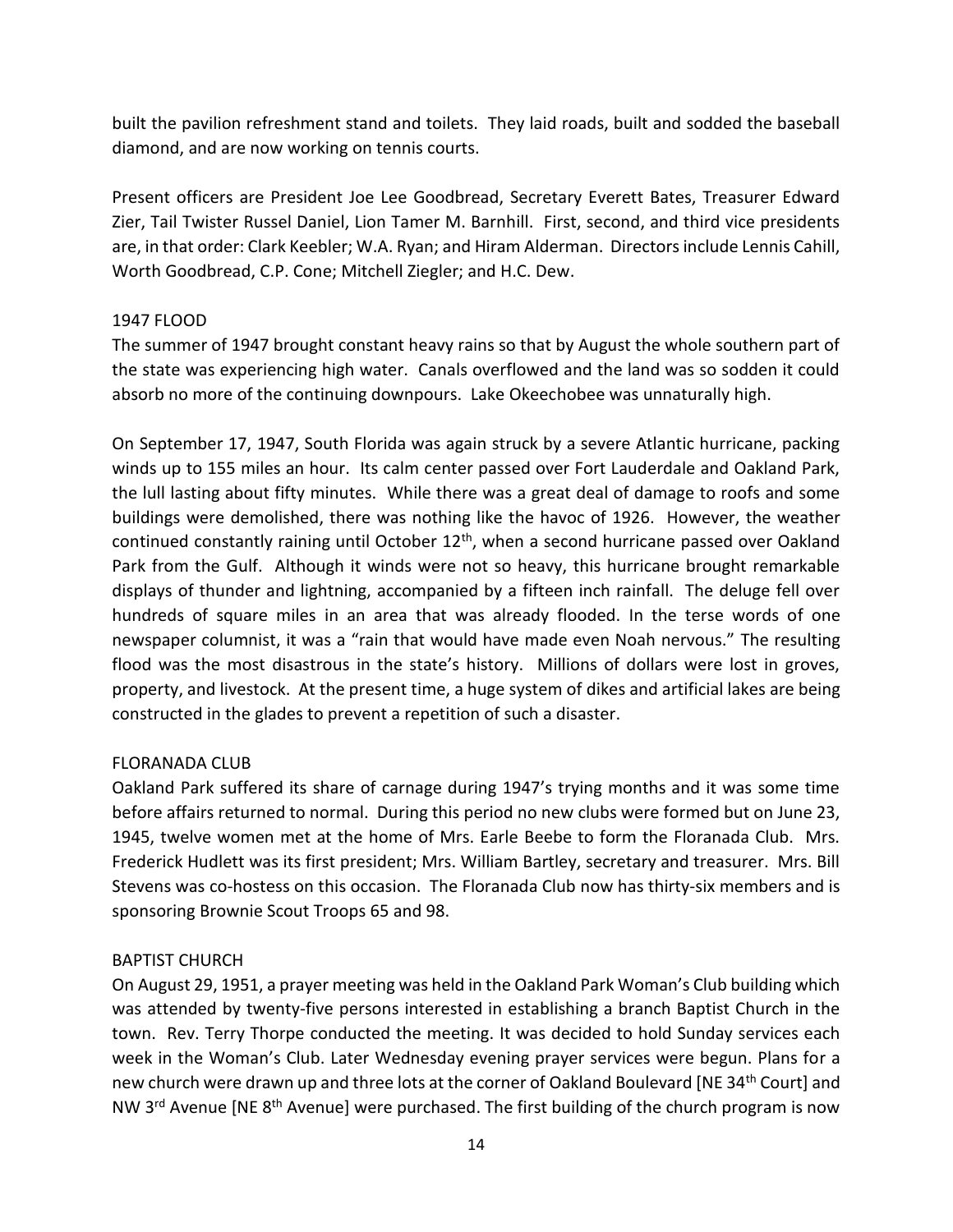built the pavilion refreshment stand and toilets. They laid roads, built and sodded the baseball diamond, and are now working on tennis courts.

Present officers are President Joe Lee Goodbread, Secretary Everett Bates, Treasurer Edward Zier, Tail Twister Russel Daniel, Lion Tamer M. Barnhill. First, second, and third vice presidents are, in that order: Clark Keebler; W.A. Ryan; and Hiram Alderman. Directors include Lennis Cahill, Worth Goodbread, C.P. Cone; Mitchell Ziegler; and H.C. Dew.

## 1947 FLOOD

The summer of 1947 brought constant heavy rains so that by August the whole southern part of the state was experiencing high water. Canals overflowed and the land was so sodden it could absorb no more of the continuing downpours. Lake Okeechobee was unnaturally high.

On September 17, 1947, South Florida was again struck by a severe Atlantic hurricane, packing winds up to 155 miles an hour. Its calm center passed over Fort Lauderdale and Oakland Park, the lull lasting about fifty minutes. While there was a great deal of damage to roofs and some buildings were demolished, there was nothing like the havoc of 1926. However, the weather continued constantly raining until October 12th, when a second hurricane passed over Oakland Park from the Gulf. Although it winds were not so heavy, this hurricane brought remarkable displays of thunder and lightning, accompanied by a fifteen inch rainfall. The deluge fell over hundreds of square miles in an area that was already flooded. In the terse words of one newspaper columnist, it was a "rain that would have made even Noah nervous." The resulting flood was the most disastrous in the state's history. Millions of dollars were lost in groves, property, and livestock. At the present time, a huge system of dikes and artificial lakes are being constructed in the glades to prevent a repetition of such a disaster.

## FLORANADA CLUB

Oakland Park suffered its share of carnage during 1947's trying months and it was some time before affairs returned to normal. During this period no new clubs were formed but on June 23, 1945, twelve women met at the home of Mrs. Earle Beebe to form the Floranada Club. Mrs. Frederick Hudlett was its first president; Mrs. William Bartley, secretary and treasurer. Mrs. Bill Stevens was co-hostess on this occasion. The Floranada Club now has thirty-six members and is sponsoring Brownie Scout Troops 65 and 98.

## BAPTIST CHURCH

On August 29, 1951, a prayer meeting was held in the Oakland Park Woman's Club building which was attended by twenty-five persons interested in establishing a branch Baptist Church in the town. Rev. Terry Thorpe conducted the meeting. It was decided to hold Sunday services each week in the Woman's Club. Later Wednesday evening prayer services were begun. Plans for a new church were drawn up and three lots at the corner of Oakland Boulevard [NE 34th Court] and NW 3rd Avenue [NE 8th Avenue] were purchased. The first building of the church program is now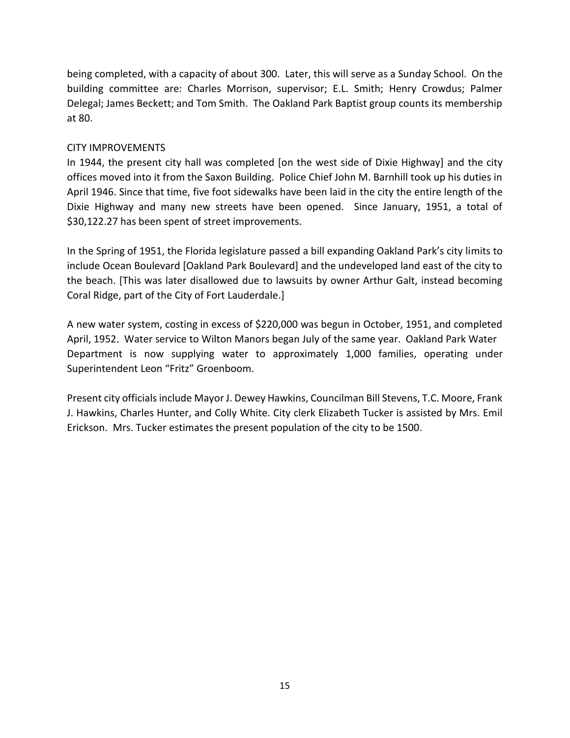being completed, with a capacity of about 300. Later, this will serve as a Sunday School. On the building committee are: Charles Morrison, supervisor; E.L. Smith; Henry Crowdus; Palmer Delegal; James Beckett; and Tom Smith. The Oakland Park Baptist group counts its membership at 80.

## CITY IMPROVEMENTS

In 1944, the present city hall was completed [on the west side of Dixie Highway] and the city offices moved into it from the Saxon Building. Police Chief John M. Barnhill took up his duties in April 1946. Since that time, five foot sidewalks have been laid in the city the entire length of the Dixie Highway and many new streets have been opened. Since January, 1951, a total of $30,122.27 has been spent of street improvements.

In the Spring of 1951, the Florida legislature passed a bill expanding Oakland Park's city limits to include Ocean Boulevard [Oakland Park Boulevard] and the undeveloped land east of the city to the beach. [This was later disallowed due to lawsuits by owner Arthur Galt, instead becoming Coral Ridge, part of the City of Fort Lauderdale.]

A new water system, costing in excess of $220,000 was begun in October, 1951, and completed April, 1952. Water service to Wilton Manors began July of the same year. Oakland Park Water Department is now supplying water to approximately 1,000 families, operating under Superintendent Leon "Fritz" Groenboom.

Present city officials include Mayor J. Dewey Hawkins, Councilman Bill Stevens, T.C. Moore, Frank J. Hawkins, Charles Hunter, and Colly White. City clerk Elizabeth Tucker is assisted by Mrs. Emil Erickson. Mrs. Tucker estimates the present population of the city to be 1500.